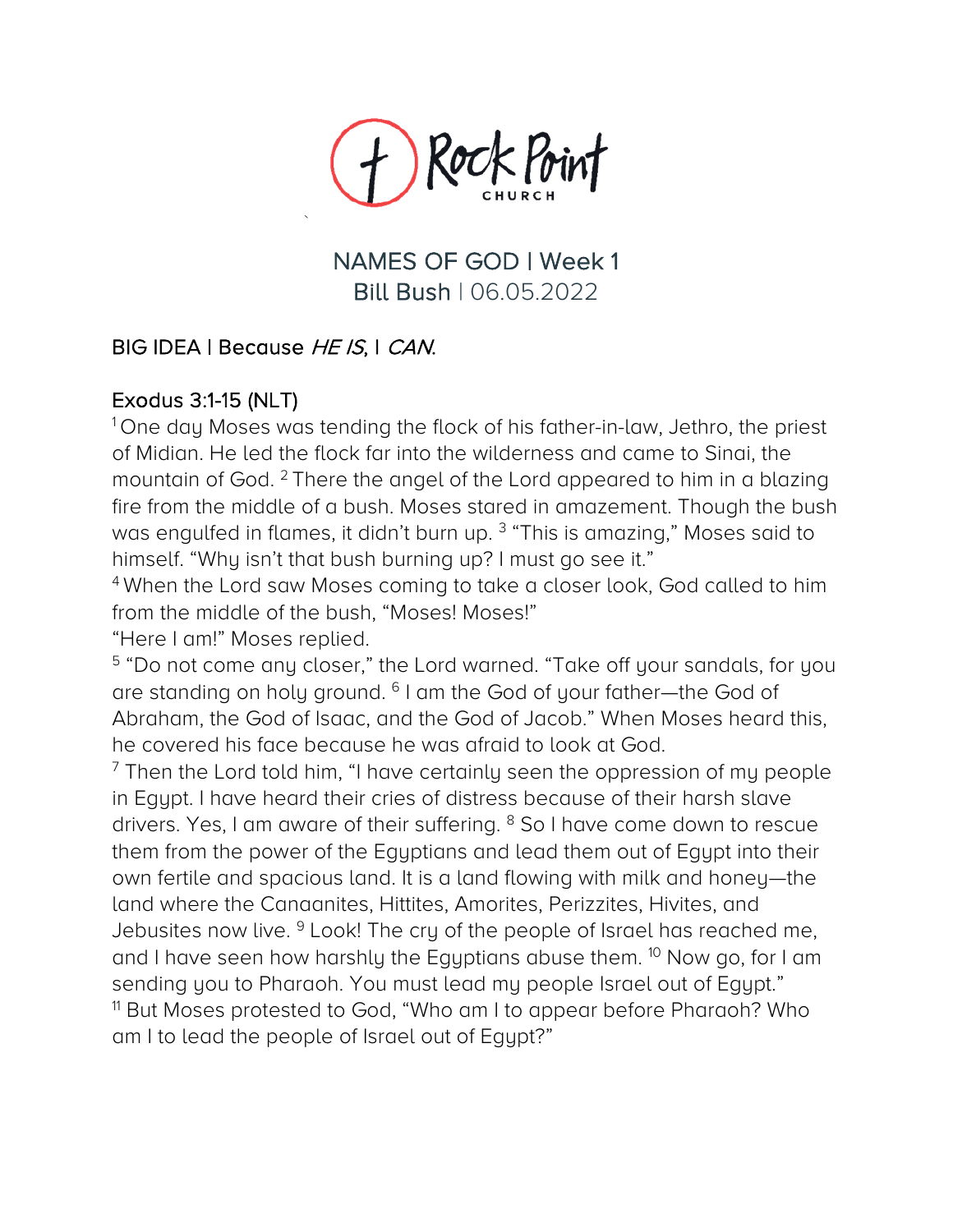Rock Point CHURCH

# NAMES OF GOD | Week 1

Bill Bush | 06.05.2022

## BIG IDEA | Because *HE IS*, I *CAN*.

## Exodus 3:1-15 (NLT)

[1] One day Moses was tending the flock of his father-in-law, Jethro, the priest of Midian. He led the flock far into the wilderness and came to Sinai, the mountain of God. [2] There the angel of the Lord appeared to him in a blazing fire from the middle of a bush. Moses stared in amazement. Though the bush was engulfed in flames, it didn't burn up. [3] "This is amazing," Moses said to himself. "Why isn't that bush burning up? I must go see it."

[4] When the Lord saw Moses coming to take a closer look, God called to him from the middle of the bush, "Moses! Moses!"

"Here I am!" Moses replied.

[5] "Do not come any closer," the Lord warned. "Take off your sandals, for you are standing on holy ground. [6] I am the God of your father—the God of Abraham, the God of Isaac, and the God of Jacob." When Moses heard this, he covered his face because he was afraid to look at God.

[7] Then the Lord told him, "I have certainly seen the oppression of my people in Egypt. I have heard their cries of distress because of their harsh slave drivers. Yes, I am aware of their suffering. [8] So I have come down to rescue them from the power of the Egyptians and lead them out of Egypt into their own fertile and spacious land. It is a land flowing with milk and honey—the land where the Canaanites, Hittites, Amorites, Perizzites, Hivites, and Jebusites now live. [9] Look! The cry of the people of Israel has reached me, and I have seen how harshly the Egyptians abuse them. [10] Now go, for I am sending you to Pharaoh. You must lead my people Israel out of Egypt."

[11] But Moses protested to God, "Who am I to appear before Pharaoh? Who am I to lead the people of Israel out of Egypt?"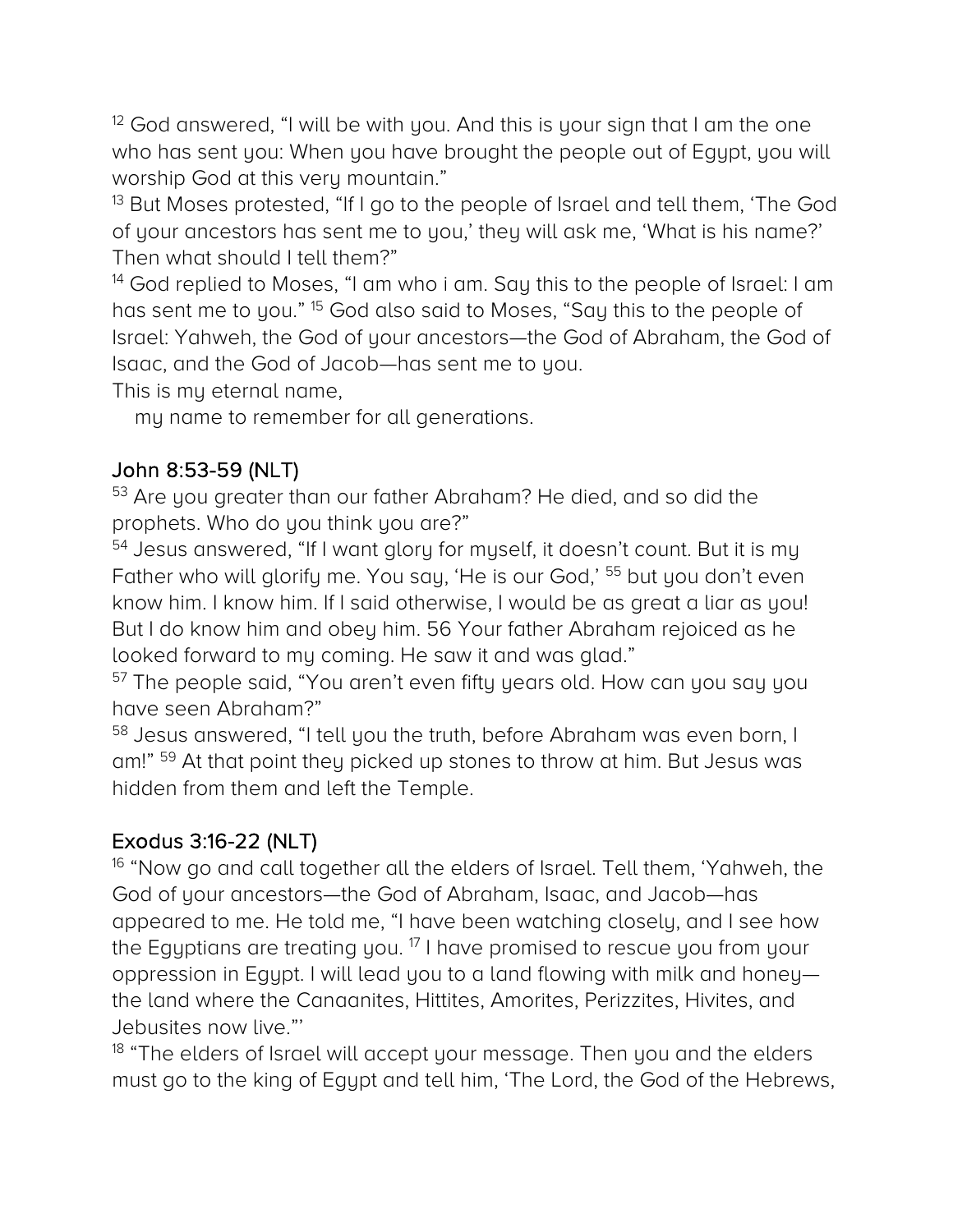[12] God answered, "I will be with you. And this is your sign that I am the one who has sent you: When you have brought the people out of Egypt, you will worship God at this very mountain."
[13] But Moses protested, "If I go to the people of Israel and tell them, 'The God of your ancestors has sent me to you,' they will ask me, 'What is his name?' Then what should I tell them?"
[14] God replied to Moses, "I am who i am. Say this to the people of Israel: I am has sent me to you." [15] God also said to Moses, "Say this to the people of Israel: Yahweh, the God of your ancestors—the God of Abraham, the God of Isaac, and the God of Jacob—has sent me to you.
This is my eternal name,
  my name to remember for all generations.

### John 8:53-59 (NLT)

[53] Are you greater than our father Abraham? He died, and so did the prophets. Who do you think you are?"
[54] Jesus answered, "If I want glory for myself, it doesn't count. But it is my Father who will glorify me. You say, 'He is our God,' [55] but you don't even know him. I know him. If I said otherwise, I would be as great a liar as you! But I do know him and obey him. 56 Your father Abraham rejoiced as he looked forward to my coming. He saw it and was glad."
[57] The people said, "You aren't even fifty years old. How can you say you have seen Abraham?"
[58] Jesus answered, "I tell you the truth, before Abraham was even born, I am!" [59] At that point they picked up stones to throw at him. But Jesus was hidden from them and left the Temple.

### Exodus 3:16-22 (NLT)

[16] "Now go and call together all the elders of Israel. Tell them, 'Yahweh, the God of your ancestors—the God of Abraham, Isaac, and Jacob—has appeared to me. He told me, "I have been watching closely, and I see how the Egyptians are treating you. [17] I have promised to rescue you from your oppression in Egypt. I will lead you to a land flowing with milk and honey—the land where the Canaanites, Hittites, Amorites, Perizzites, Hivites, and Jebusites now live."'
[18] "The elders of Israel will accept your message. Then you and the elders must go to the king of Egypt and tell him, 'The Lord, the God of the Hebrews,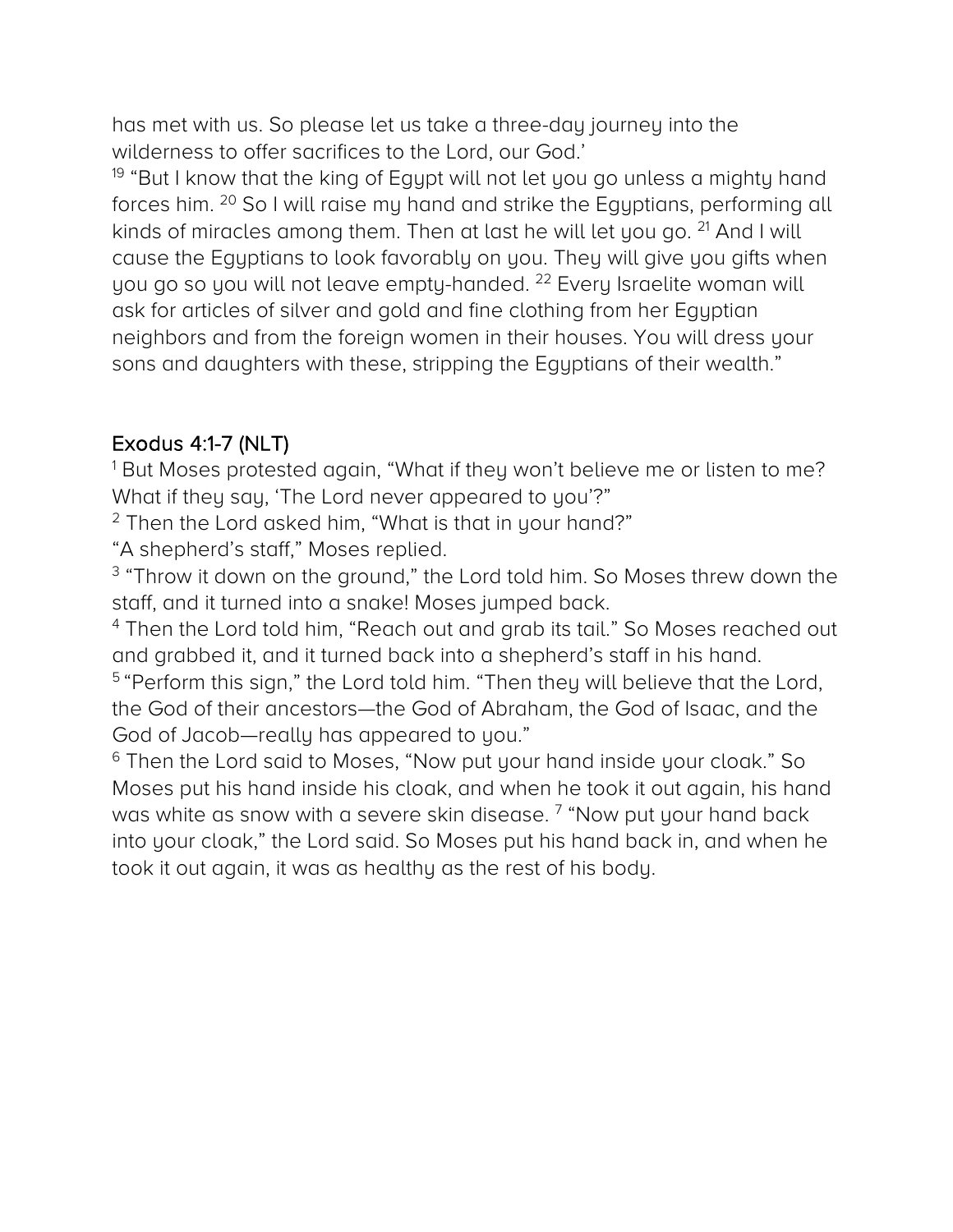has met with us. So please let us take a three-day journey into the wilderness to offer sacrifices to the Lord, our God.'

[19] "But I know that the king of Egypt will not let you go unless a mighty hand forces him. [20] So I will raise my hand and strike the Egyptians, performing all kinds of miracles among them. Then at last he will let you go. [21] And I will cause the Egyptians to look favorably on you. They will give you gifts when you go so you will not leave empty-handed. [22] Every Israelite woman will ask for articles of silver and gold and fine clothing from her Egyptian neighbors and from the foreign women in their houses. You will dress your sons and daughters with these, stripping the Egyptians of their wealth."

## Exodus 4:1-7 (NLT)

[1] But Moses protested again, "What if they won't believe me or listen to me? What if they say, 'The Lord never appeared to you'?"

[2] Then the Lord asked him, "What is that in your hand?"

"A shepherd's staff," Moses replied.

[3] "Throw it down on the ground," the Lord told him. So Moses threw down the staff, and it turned into a snake! Moses jumped back.

[4] Then the Lord told him, "Reach out and grab its tail." So Moses reached out and grabbed it, and it turned back into a shepherd's staff in his hand.

[5] "Perform this sign," the Lord told him. "Then they will believe that the Lord, the God of their ancestors—the God of Abraham, the God of Isaac, and the God of Jacob—really has appeared to you."

[6] Then the Lord said to Moses, "Now put your hand inside your cloak." So Moses put his hand inside his cloak, and when he took it out again, his hand was white as snow with a severe skin disease. [7] "Now put your hand back into your cloak," the Lord said. So Moses put his hand back in, and when he took it out again, it was as healthy as the rest of his body.